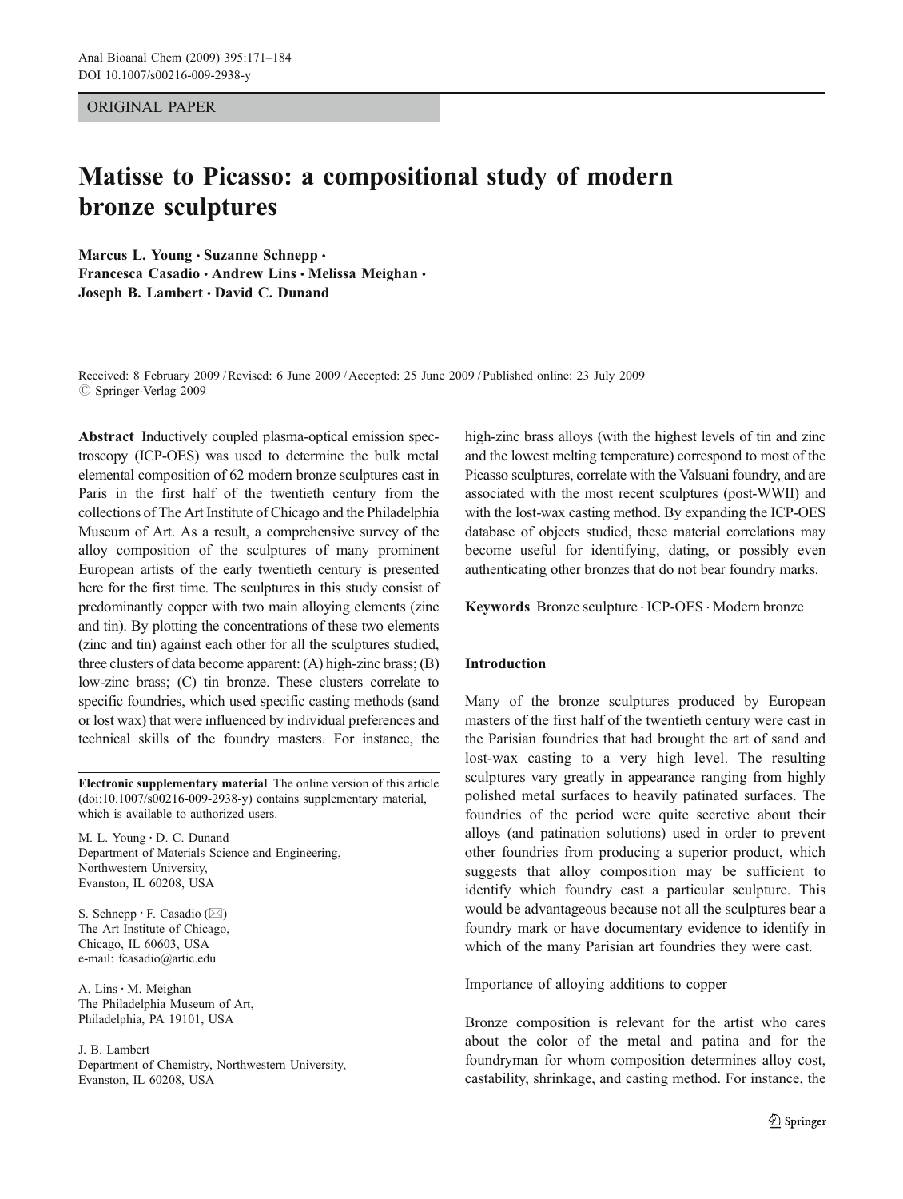ORIGINAL PAPER

# Matisse to Picasso: a compositional study of modern bronze sculptures

**Marcus L. Young · Suzanne Schnepp · Francesca Casadio · Andrew Lins · Melissa Meighan · Joseph B. Lambert · David C. Dunand**

Received: 8 February 2009 / Revised: 6 June 2009 / Accepted: 25 June 2009 / Published online: 23 July 2009
© Springer-Verlag 2009

**Abstract** Inductively coupled plasma-optical emission spectroscopy (ICP-OES) was used to determine the bulk metal elemental composition of 62 modern bronze sculptures cast in Paris in the first half of the twentieth century from the collections of The Art Institute of Chicago and the Philadelphia Museum of Art. As a result, a comprehensive survey of the alloy composition of the sculptures of many prominent European artists of the early twentieth century is presented here for the first time. The sculptures in this study consist of predominantly copper with two main alloying elements (zinc and tin). By plotting the concentrations of these two elements (zinc and tin) against each other for all the sculptures studied, three clusters of data become apparent: (A) high-zinc brass; (B) low-zinc brass; (C) tin bronze. These clusters correlate to specific foundries, which used specific casting methods (sand or lost wax) that were influenced by individual preferences and technical skills of the foundry masters. For instance, the high-zinc brass alloys (with the highest levels of tin and zinc and the lowest melting temperature) correspond to most of the Picasso sculptures, correlate with the Valsuani foundry, and are associated with the most recent sculptures (post-WWII) and with the lost-wax casting method. By expanding the ICP-OES database of objects studied, these material correlations may become useful for identifying, dating, or possibly even authenticating other bronzes that do not bear foundry marks.

**Keywords** Bronze sculpture · ICP-OES · Modern bronze

**Electronic supplementary material** The online version of this article (doi:10.1007/s00216-009-2938-y) contains supplementary material, which is available to authorized users.

M. L. Young · D. C. Dunand
Department of Materials Science and Engineering, Northwestern University, Evanston, IL 60208, USA

S. Schnepp · F. Casadio (✉)
The Art Institute of Chicago, Chicago, IL 60603, USA
e-mail: fcasadio@artic.edu

A. Lins · M. Meighan
The Philadelphia Museum of Art, Philadelphia, PA 19101, USA

J. B. Lambert
Department of Chemistry, Northwestern University, Evanston, IL 60208, USA

## Introduction

Many of the bronze sculptures produced by European masters of the first half of the twentieth century were cast in the Parisian foundries that had brought the art of sand and lost-wax casting to a very high level. The resulting sculptures vary greatly in appearance ranging from highly polished metal surfaces to heavily patinated surfaces. The foundries of the period were quite secretive about their alloys (and patination solutions) used in order to prevent other foundries from producing a superior product, which suggests that alloy composition may be sufficient to identify which foundry cast a particular sculpture. This would be advantageous because not all the sculptures bear a foundry mark or have documentary evidence to identify in which of the many Parisian art foundries they were cast.

### Importance of alloying additions to copper

Bronze composition is relevant for the artist who cares about the color of the metal and patina and for the foundryman for whom composition determines alloy cost, castability, shrinkage, and casting method. For instance, the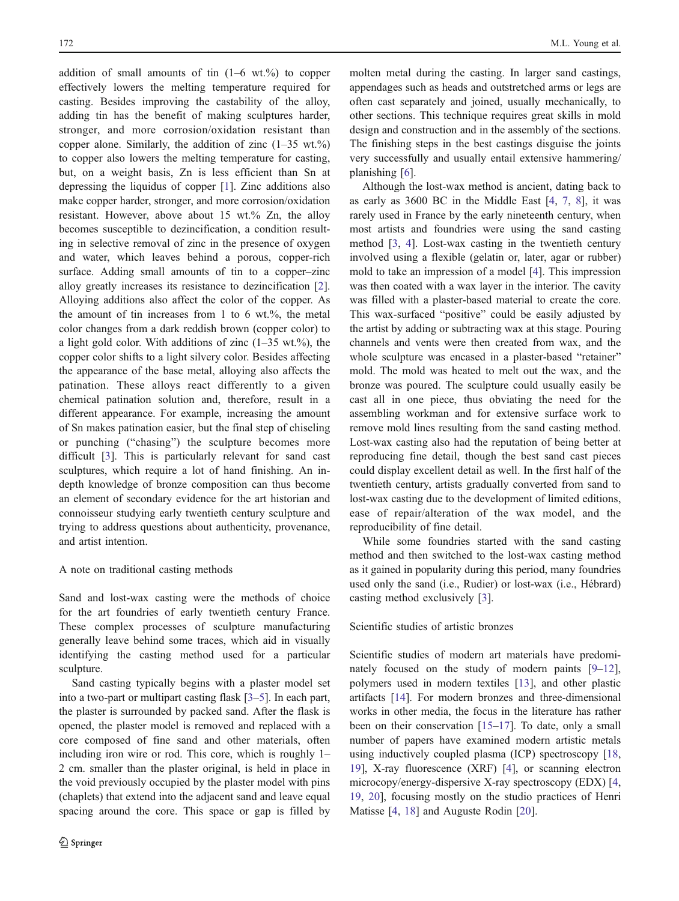addition of small amounts of tin (1–6 wt.%) to copper effectively lowers the melting temperature required for casting. Besides improving the castability of the alloy, adding tin has the benefit of making sculptures harder, stronger, and more corrosion/oxidation resistant than copper alone. Similarly, the addition of zinc (1–35 wt.%) to copper also lowers the melting temperature for casting, but, on a weight basis, Zn is less efficient than Sn at depressing the liquidus of copper [1]. Zinc additions also make copper harder, stronger, and more corrosion/oxidation resistant. However, above about 15 wt.% Zn, the alloy becomes susceptible to dezincification, a condition resulting in selective removal of zinc in the presence of oxygen and water, which leaves behind a porous, copper-rich surface. Adding small amounts of tin to a copper–zinc alloy greatly increases its resistance to dezincification [2]. Alloying additions also affect the color of the copper. As the amount of tin increases from 1 to 6 wt.%, the metal color changes from a dark reddish brown (copper color) to a light gold color. With additions of zinc (1–35 wt.%), the copper color shifts to a light silvery color. Besides affecting the appearance of the base metal, alloying also affects the patination. These alloys react differently to a given chemical patination solution and, therefore, result in a different appearance. For example, increasing the amount of Sn makes patination easier, but the final step of chiseling or punching ("chasing") the sculpture becomes more difficult [3]. This is particularly relevant for sand cast sculptures, which require a lot of hand finishing. An in-depth knowledge of bronze composition can thus become an element of secondary evidence for the art historian and connoisseur studying early twentieth century sculpture and trying to address questions about authenticity, provenance, and artist intention.

## A note on traditional casting methods

Sand and lost-wax casting were the methods of choice for the art foundries of early twentieth century France. These complex processes of sculpture manufacturing generally leave behind some traces, which aid in visually identifying the casting method used for a particular sculpture.

Sand casting typically begins with a plaster model set into a two-part or multipart casting flask [3–5]. In each part, the plaster is surrounded by packed sand. After the flask is opened, the plaster model is removed and replaced with a core composed of fine sand and other materials, often including iron wire or rod. This core, which is roughly 1–2 cm. smaller than the plaster original, is held in place in the void previously occupied by the plaster model with pins (chaplets) that extend into the adjacent sand and leave equal spacing around the core. This space or gap is filled by molten metal during the casting. In larger sand castings, appendages such as heads and outstretched arms or legs are often cast separately and joined, usually mechanically, to other sections. This technique requires great skills in mold design and construction and in the assembly of the sections. The finishing steps in the best castings disguise the joints very successfully and usually entail extensive hammering/planishing [6].

Although the lost-wax method is ancient, dating back to as early as 3600 BC in the Middle East [4, 7, 8], it was rarely used in France by the early nineteenth century, when most artists and foundries were using the sand casting method [3, 4]. Lost-wax casting in the twentieth century involved using a flexible (gelatin or, later, agar or rubber) mold to take an impression of a model [4]. This impression was then coated with a wax layer in the interior. The cavity was filled with a plaster-based material to create the core. This wax-surfaced "positive" could be easily adjusted by the artist by adding or subtracting wax at this stage. Pouring channels and vents were then created from wax, and the whole sculpture was encased in a plaster-based "retainer" mold. The mold was heated to melt out the wax, and the bronze was poured. The sculpture could usually easily be cast all in one piece, thus obviating the need for the assembling workman and for extensive surface work to remove mold lines resulting from the sand casting method. Lost-wax casting also had the reputation of being better at reproducing fine detail, though the best sand cast pieces could display excellent detail as well. In the first half of the twentieth century, artists gradually converted from sand to lost-wax casting due to the development of limited editions, ease of repair/alteration of the wax model, and the reproducibility of fine detail.

While some foundries started with the sand casting method and then switched to the lost-wax casting method as it gained in popularity during this period, many foundries used only the sand (i.e., Rudier) or lost-wax (i.e., Hébrard) casting method exclusively [3].

## Scientific studies of artistic bronzes

Scientific studies of modern art materials have predominately focused on the study of modern paints [9–12], polymers used in modern textiles [13], and other plastic artifacts [14]. For modern bronzes and three-dimensional works in other media, the focus in the literature has rather been on their conservation [15–17]. To date, only a small number of papers have examined modern artistic metals using inductively coupled plasma (ICP) spectroscopy [18, 19], X-ray fluorescence (XRF) [4], or scanning electron microcopy/energy-dispersive X-ray spectroscopy (EDX) [4, 19, 20], focusing mostly on the studio practices of Henri Matisse [4, 18] and Auguste Rodin [20].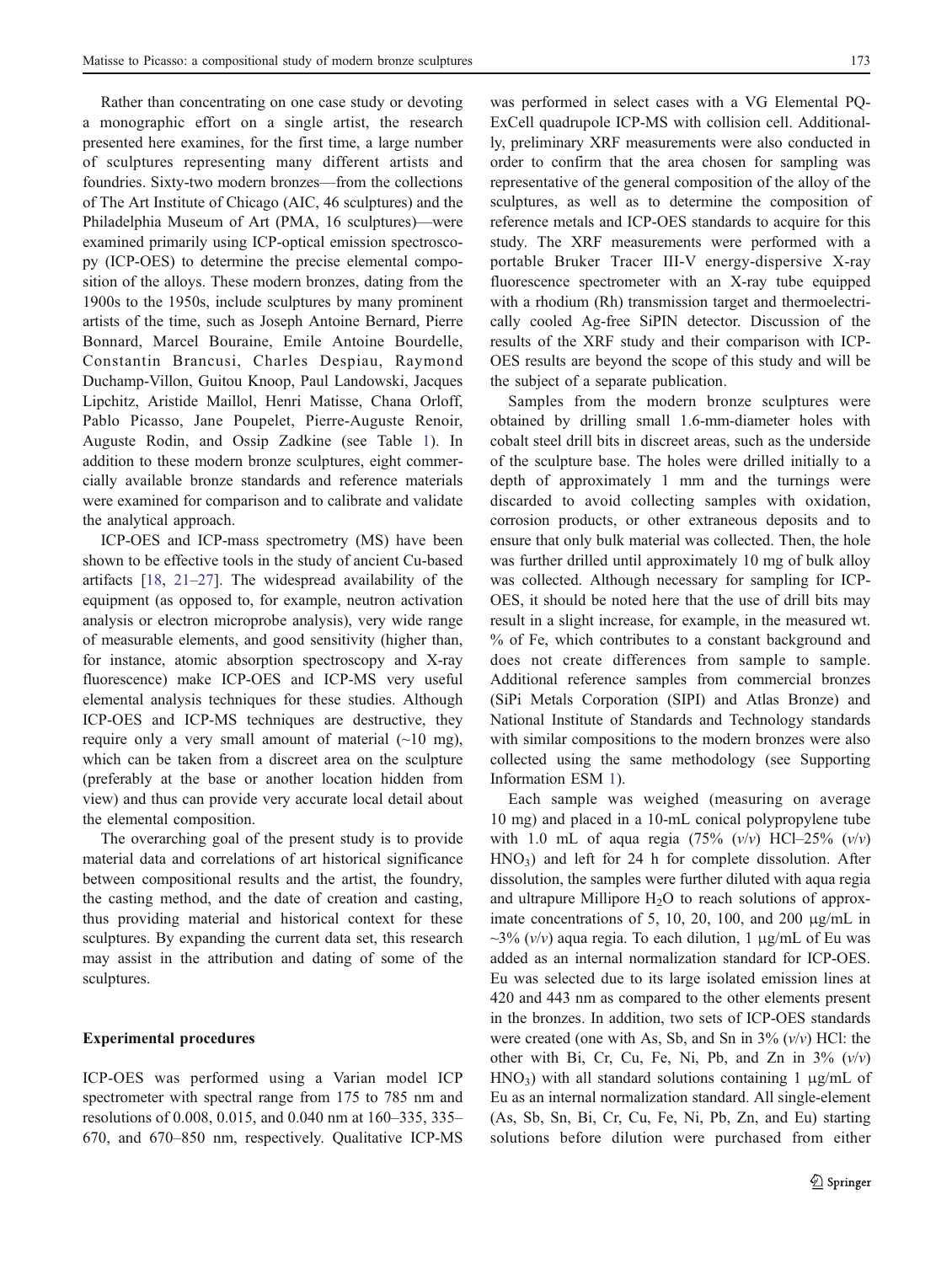Rather than concentrating on one case study or devoting a monographic effort on a single artist, the research presented here examines, for the first time, a large number of sculptures representing many different artists and foundries. Sixty-two modern bronzes—from the collections of The Art Institute of Chicago (AIC, 46 sculptures) and the Philadelphia Museum of Art (PMA, 16 sculptures)—were examined primarily using ICP-optical emission spectroscopy (ICP-OES) to determine the precise elemental composition of the alloys. These modern bronzes, dating from the 1900s to the 1950s, include sculptures by many prominent artists of the time, such as Joseph Antoine Bernard, Pierre Bonnard, Marcel Bouraine, Emile Antoine Bourdelle, Constantin Brancusi, Charles Despiau, Raymond Duchamp-Villon, Guitou Knoop, Paul Landowski, Jacques Lipchitz, Aristide Maillol, Henri Matisse, Chana Orloff, Pablo Picasso, Jane Poupelet, Pierre-Auguste Renoir, Auguste Rodin, and Ossip Zadkine (see Table 1). In addition to these modern bronze sculptures, eight commercially available bronze standards and reference materials were examined for comparison and to calibrate and validate the analytical approach.

ICP-OES and ICP-mass spectrometry (MS) have been shown to be effective tools in the study of ancient Cu-based artifacts [18, 21–27]. The widespread availability of the equipment (as opposed to, for example, neutron activation analysis or electron microprobe analysis), very wide range of measurable elements, and good sensitivity (higher than, for instance, atomic absorption spectroscopy and X-ray fluorescence) make ICP-OES and ICP-MS very useful elemental analysis techniques for these studies. Although ICP-OES and ICP-MS techniques are destructive, they require only a very small amount of material (~10 mg), which can be taken from a discreet area on the sculpture (preferably at the base or another location hidden from view) and thus can provide very accurate local detail about the elemental composition.

The overarching goal of the present study is to provide material data and correlations of art historical significance between compositional results and the artist, the foundry, the casting method, and the date of creation and casting, thus providing material and historical context for these sculptures. By expanding the current data set, this research may assist in the attribution and dating of some of the sculptures.

## Experimental procedures

ICP-OES was performed using a Varian model ICP spectrometer with spectral range from 175 to 785 nm and resolutions of 0.008, 0.015, and 0.040 nm at 160–335, 335–670, and 670–850 nm, respectively. Qualitative ICP-MS was performed in select cases with a VG Elemental PQ-ExCell quadrupole ICP-MS with collision cell. Additionally, preliminary XRF measurements were also conducted in order to confirm that the area chosen for sampling was representative of the general composition of the alloy of the sculptures, as well as to determine the composition of reference metals and ICP-OES standards to acquire for this study. The XRF measurements were performed with a portable Bruker Tracer III-V energy-dispersive X-ray fluorescence spectrometer with an X-ray tube equipped with a rhodium (Rh) transmission target and thermoelectrically cooled Ag-free SiPIN detector. Discussion of the results of the XRF study and their comparison with ICP-OES results are beyond the scope of this study and will be the subject of a separate publication.

Samples from the modern bronze sculptures were obtained by drilling small 1.6-mm-diameter holes with cobalt steel drill bits in discreet areas, such as the underside of the sculpture base. The holes were drilled initially to a depth of approximately 1 mm and the turnings were discarded to avoid collecting samples with oxidation, corrosion products, or other extraneous deposits and to ensure that only bulk material was collected. Then, the hole was further drilled until approximately 10 mg of bulk alloy was collected. Although necessary for sampling for ICP-OES, it should be noted here that the use of drill bits may result in a slight increase, for example, in the measured wt. % of Fe, which contributes to a constant background and does not create differences from sample to sample. Additional reference samples from commercial bronzes (SiPi Metals Corporation (SIPI) and Atlas Bronze) and National Institute of Standards and Technology standards with similar compositions to the modern bronzes were also collected using the same methodology (see Supporting Information ESM 1).

Each sample was weighed (measuring on average 10 mg) and placed in a 10-mL conical polypropylene tube with 1.0 mL of aqua regia (75% (*v*/*v*) HCl–25% (*v*/*v*) $HNO_3$) and left for 24 h for complete dissolution. After dissolution, the samples were further diluted with aqua regia and ultrapure Millipore $H_2O$ to reach solutions of approximate concentrations of 5, 10, 20, 100, and 200 μg/mL in ~3% (*v*/*v*) aqua regia. To each dilution, 1 μg/mL of Eu was added as an internal normalization standard for ICP-OES. Eu was selected due to its large isolated emission lines at 420 and 443 nm as compared to the other elements present in the bronzes. In addition, two sets of ICP-OES standards were created (one with As, Sb, and Sn in 3% (*v*/*v*) HCl: the other with Bi, Cr, Cu, Fe, Ni, Pb, and Zn in 3% (*v*/*v*) $HNO_3$) with all standard solutions containing 1 μg/mL of Eu as an internal normalization standard. All single-element (As, Sb, Sn, Bi, Cr, Cu, Fe, Ni, Pb, Zn, and Eu) starting solutions before dilution were purchased from either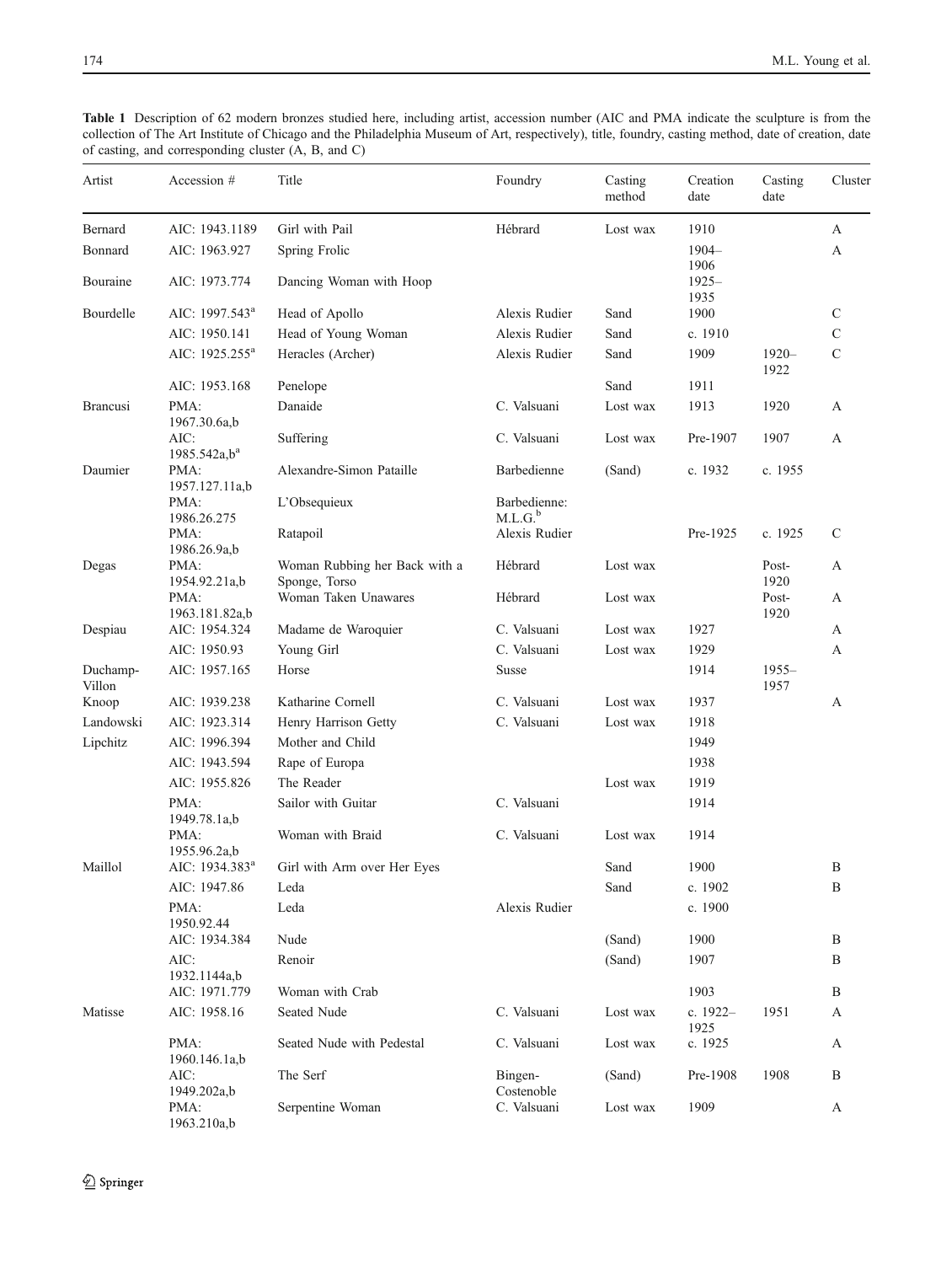**Table 1** Description of 62 modern bronzes studied here, including artist, accession number (AIC and PMA indicate the sculpture is from the collection of The Art Institute of Chicago and the Philadelphia Museum of Art, respectively), title, foundry, casting method, date of creation, date of casting, and corresponding cluster (A, B, and C)

| Artist | Accession # | Title | Foundry | Casting method | Creation date | Casting date | Cluster |
|---|---|---|---|---|---|---|---|
| Bernard | AIC: 1943.1189 | Girl with Pail | Hébrard | Lost wax | 1910 | | A |
| Bonnard | AIC: 1963.927 | Spring Frolic | | | 1904–1906 | | A |
| Bouraine | AIC: 1973.774 | Dancing Woman with Hoop | | | 1925–1935 | | |
| Bourdelle | AIC: 1997.543[a] | Head of Apollo | Alexis Rudier | Sand | 1900 | | C |
| | AIC: 1950.141 | Head of Young Woman | Alexis Rudier | Sand | c. 1910 | | C |
| | AIC: 1925.255[a] | Heracles (Archer) | Alexis Rudier | Sand | 1909 | 1920–1922 | C |
| | AIC: 1953.168 | Penelope | | Sand | 1911 | | |
| Brancusi | PMA: 1967.30.6a,b | Danaide | C. Valsuani | Lost wax | 1913 | 1920 | A |
| | AIC: 1985.542a,b[a] | Suffering | C. Valsuani | Lost wax | Pre-1907 | 1907 | A |
| Daumier | PMA: 1957.127.11a,b | Alexandre-Simon Pataille | Barbedienne | (Sand) | c. 1932 | c. 1955 | |
| | PMA: 1986.26.275 | L'Obsequieux | Barbedienne: M.L.G.[b] | | | | |
| | PMA: 1986.26.9a,b | Ratapoil | Alexis Rudier | | Pre-1925 | c. 1925 | C |
| Degas | PMA: 1954.92.21a,b | Woman Rubbing her Back with a Sponge, Torso | Hébrard | Lost wax | | Post-1920 | A |
| | PMA: 1963.181.82a,b | Woman Taken Unawares | Hébrard | Lost wax | | Post-1920 | A |
| Despiau | AIC: 1954.324 | Madame de Waroquier | C. Valsuani | Lost wax | 1927 | | A |
| | AIC: 1950.93 | Young Girl | C. Valsuani | Lost wax | 1929 | | A |
| Duchamp-Villon | AIC: 1957.165 | Horse | Susse | | 1914 | 1955–1957 | |
| Knoop | AIC: 1939.238 | Katharine Cornell | C. Valsuani | Lost wax | 1937 | | A |
| Landowski | AIC: 1923.314 | Henry Harrison Getty | C. Valsuani | Lost wax | 1918 | | |
| Lipchitz | AIC: 1996.394 | Mother and Child | | | 1949 | | |
| | AIC: 1943.594 | Rape of Europa | | | 1938 | | |
| | AIC: 1955.826 | The Reader | | Lost wax | 1919 | | |
| | PMA: 1949.78.1a,b | Sailor with Guitar | C. Valsuani | | 1914 | | |
| | PMA: 1955.96.2a,b | Woman with Braid | C. Valsuani | Lost wax | 1914 | | |
| Maillol | AIC: 1934.383[a] | Girl with Arm over Her Eyes | | Sand | 1900 | | B |
| | AIC: 1947.86 | Leda | | Sand | c. 1902 | | B |
| | PMA: 1950.92.44 | Leda | Alexis Rudier | | c. 1900 | | |
| | AIC: 1934.384 | Nude | | (Sand) | 1900 | | B |
| | AIC: 1932.1144a,b | Renoir | | (Sand) | 1907 | | B |
| | AIC: 1971.779 | Woman with Crab | | | 1903 | | B |
| Matisse | AIC: 1958.16 | Seated Nude | C. Valsuani | Lost wax | c. 1922–1925 | 1951 | A |
| | PMA: 1960.146.1a,b | Seated Nude with Pedestal | C. Valsuani | Lost wax | c. 1925 | | A |
| | AIC: 1949.202a,b | The Serf | Bingen-Costenoble | (Sand) | Pre-1908 | 1908 | B |
| | PMA: 1963.210a,b | Serpentine Woman | C. Valsuani | Lost wax | 1909 | | A |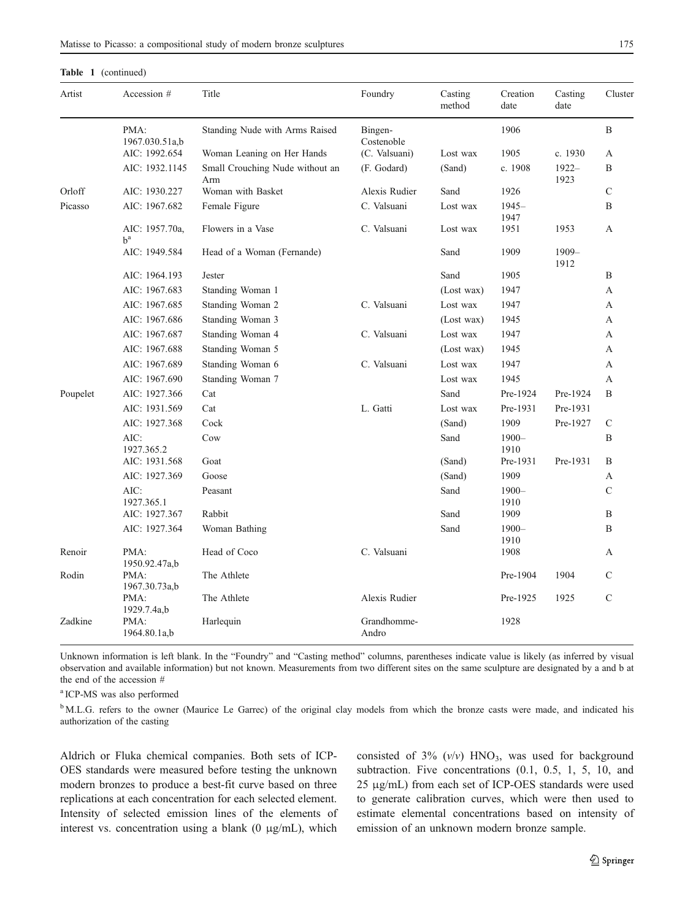**Table 1** (continued)

| Artist | Accession # | Title | Foundry | Casting method | Creation date | Casting date | Cluster |
|---|---|---|---|---|---|---|---|
| | PMA: 1967.030.51a,b | Standing Nude with Arms Raised | Bingen-Costenoble | | 1906 | | B |
| | AIC: 1992.654 | Woman Leaning on Her Hands | (C. Valsuani) | Lost wax | 1905 | c. 1930 | A |
| | AIC: 1932.1145 | Small Crouching Nude without an Arm | (F. Godard) | (Sand) | c. 1908 | 1922–1923 | B |
| Orloff | AIC: 1930.227 | Woman with Basket | Alexis Rudier | Sand | 1926 | | C |
| Picasso | AIC: 1967.682 | Female Figure | C. Valsuani | Lost wax | 1945–1947 | | B |
| | AIC: 1957.70a, b[a] | Flowers in a Vase | C. Valsuani | Lost wax | 1951 | 1953 | A |
| | AIC: 1949.584 | Head of a Woman (Fernande) | | Sand | 1909 | 1909–1912 | |
| | AIC: 1964.193 | Jester | | Sand | 1905 | | B |
| | AIC: 1967.683 | Standing Woman 1 | | (Lost wax) | 1947 | | A |
| | AIC: 1967.685 | Standing Woman 2 | C. Valsuani | Lost wax | 1947 | | A |
| | AIC: 1967.686 | Standing Woman 3 | | (Lost wax) | 1945 | | A |
| | AIC: 1967.687 | Standing Woman 4 | C. Valsuani | Lost wax | 1947 | | A |
| | AIC: 1967.688 | Standing Woman 5 | | (Lost wax) | 1945 | | A |
| | AIC: 1967.689 | Standing Woman 6 | C. Valsuani | Lost wax | 1947 | | A |
| | AIC: 1967.690 | Standing Woman 7 | | Lost wax | 1945 | | A |
| Poupelet | AIC: 1927.366 | Cat | | Sand | Pre-1924 | Pre-1924 | B |
| | AIC: 1931.569 | Cat | L. Gatti | Lost wax | Pre-1931 | Pre-1931 | |
| | AIC: 1927.368 | Cock | | (Sand) | 1909 | Pre-1927 | C |
| | AIC: 1927.365.2 | Cow | | Sand | 1900–1910 | | B |
| | AIC: 1931.568 | Goat | | (Sand) | Pre-1931 | Pre-1931 | B |
| | AIC: 1927.369 | Goose | | (Sand) | 1909 | | A |
| | AIC: 1927.365.1 | Peasant | | Sand | 1900–1910 | | C |
| | AIC: 1927.367 | Rabbit | | Sand | 1909 | | B |
| | AIC: 1927.364 | Woman Bathing | | Sand | 1900–1910 | | B |
| Renoir | PMA: 1950.92.47a,b | Head of Coco | C. Valsuani | | 1908 | | A |
| Rodin | PMA: 1967.30.73a,b | The Athlete | | | Pre-1904 | 1904 | C |
| | PMA: 1929.7.4a,b | The Athlete | Alexis Rudier | | Pre-1925 | 1925 | C |
| Zadkine | PMA: 1964.80.1a,b | Harlequin | Grandhomme-Andro | | 1928 | | |

Unknown information is left blank. In the "Foundry" and "Casting method" columns, parentheses indicate value is likely (as inferred by visual observation and available information) but not known. Measurements from two different sites on the same sculpture are designated by a and b at the end of the accession #

[a] ICP-MS was also performed

[b] M.L.G. refers to the owner (Maurice Le Garrec) of the original clay models from which the bronze casts were made, and indicated his authorization of the casting

Aldrich or Fluka chemical companies. Both sets of ICP-OES standards were measured before testing the unknown modern bronzes to produce a best-fit curve based on three replications at each concentration for each selected element. Intensity of selected emission lines of the elements of interest vs. concentration using a blank (0 μg/mL), which consisted of 3% (*v*/*v*) $HNO_3$, was used for background subtraction. Five concentrations (0.1, 0.5, 1, 5, 10, and 25 μg/mL) from each set of ICP-OES standards were used to generate calibration curves, which were then used to estimate elemental concentrations based on intensity of emission of an unknown modern bronze sample.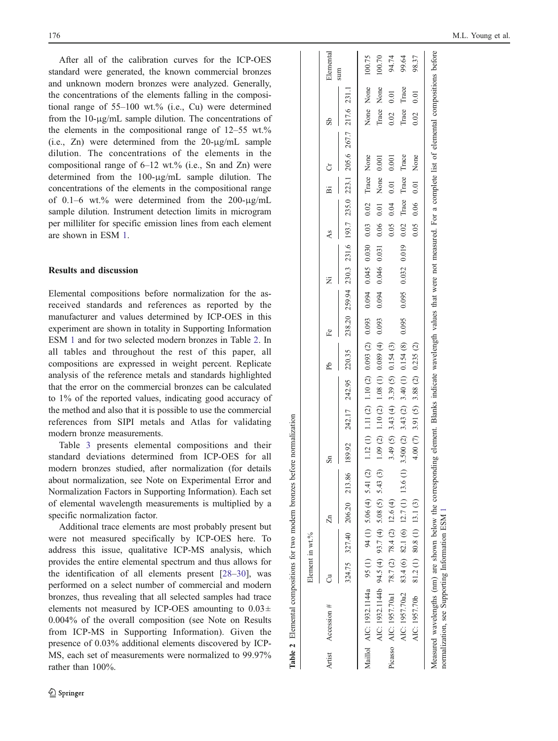After all of the calibration curves for the ICP-OES standard were generated, the known commercial bronzes and unknown modern bronzes were analyzed. Generally, the concentrations of the elements falling in the compositional range of 55–100 wt.% (i.e., Cu) were determined from the 10-μg/mL sample dilution. The concentrations of the elements in the compositional range of 12–55 wt.% (i.e., Zn) were determined from the 20-μg/mL sample dilution. The concentrations of the elements in the compositional range of 6–12 wt.% (i.e., Sn and Zn) were determined from the 100-μg/mL sample dilution. The concentrations of the elements in the compositional range of 0.1–6 wt.% were determined from the 200-μg/mL sample dilution. Instrument detection limits in microgram per milliliter for specific emission lines from each element are shown in ESM 1.

## Results and discussion

Elemental compositions before normalization for the as-received standards and references as reported by the manufacturer and values determined by ICP-OES in this experiment are shown in totality in Supporting Information ESM 1 and for two selected modern bronzes in Table 2. In all tables and throughout the rest of this paper, all compositions are expressed in weight percent. Replicate analysis of the reference metals and standards highlighted that the error on the commercial bronzes can be calculated to 1% of the reported values, indicating good accuracy of the method and also that it is possible to use the commercial references from SIPI metals and Atlas for validating modern bronze measurements.

Table 3 presents elemental compositions and their standard deviations determined from ICP-OES for all modern bronzes studied, after normalization (for details about normalization, see Note on Experimental Error and Normalization Factors in Supporting Information). Each set of elemental wavelength measurements is multiplied by a specific normalization factor.

Additional trace elements are most probably present but were not measured specifically by ICP-OES here. To address this issue, qualitative ICP-MS analysis, which provides the entire elemental spectrum and thus allows for the identification of all elements present [28–30], was performed on a select number of commercial and modern bronzes, thus revealing that all selected samples had trace elements not measured by ICP-OES amounting to $0.03 \pm 0.004\%$ of the overall composition (see Note on Results from ICP-MS in Supporting Information). Given the presence of 0.03% additional elements discovered by ICP-MS, each set of measurements were normalized to 99.97% rather than 100%.

**Table 2** Elemental compositions for two modern bronzes before normalization

| Artist | Accession # | Element in wt.% | | | | | | | | | | | | | | | | | | Elemental sum |
|---|---|---|---|---|---|---|---|---|---|---|---|---|---|---|---|---|---|---|---|---|
| | | Cu | | Zn | | Sn | | | Pb | Fe | | Ni | | As | | Bi | Cr | | Sb | | |
| | | 324.75 | 327.40 | 206.20 | 213.86 | 189.92 | 242.17 | 242.95 | 220.35 | 238.20 | 259.94 | 230.3 | 231.6 | 193.7 | 235.0 | 223.1 | 205.6 | 267.7 | 217.6 | 231.1 | |
| Maillol | AIC: 1932.1144a | 95 (1) | 94 (1) | 5.06 (4) | 5.41 (2) | 1.12 (1) | 1.11 (2) | 1.10 (2) | 0.093 (2) | 0.093 | 0.094 | 0.045 | 0.030 | 0.03 | 0.02 | Trace | None | | None | None | 100.75 |
| | AIC: 1932.1144b | 94.5 (4) | 93.7 (4) | 5.08 (5) | 5.43 (3) | 1.09 (2) | 1.10 (2) | 1.08 (1) | 0.089 (4) | 0.093 | 0.094 | 0.046 | 0.031 | 0.06 | 0.01 | None | 0.001 | | Trace | None | 100.70 |
| Picasso | AIC: 1957.70a1 | 78.7 (2) | 78.4 (2) | 12.6 (4) | | 3.49 (5) | 3.43 (4) | 3.39 (5) | 0.154 (3) | | | | | 0.05 | 0.04 | 0.01 | 0.001 | | 0.02 | 0.01 | 94.74 |
| | AIC: 1957.70a2 | 83.4 (6) | 82.1 (6) | 12.7 (1) | 13.6 (1) | 3.500 (2) | 3.43 (2) | 3.40 (1) | 0.154 (8) | 0.095 | 0.095 | 0.032 | 0.019 | 0.02 | Trace | Trace | Trace | | Trace | Trace | 99.64 |
| | AIC: 1957.70b | 81.2 (1) | 80.8 (1) | 13.1 (3) | | 4.00 (7) | 3.91 (5) | 3.88 (2) | 0.235 (2) | | | | | 0.05 | 0.06 | 0.01 | None | | 0.02 | 0.01 | 98.37 |

Measured wavelengths (nm) are shown below the corresponding element. Blanks indicate wavelength values that were not measured. For a complete list of elemental compositions before normalization, see Supporting Information ESM 1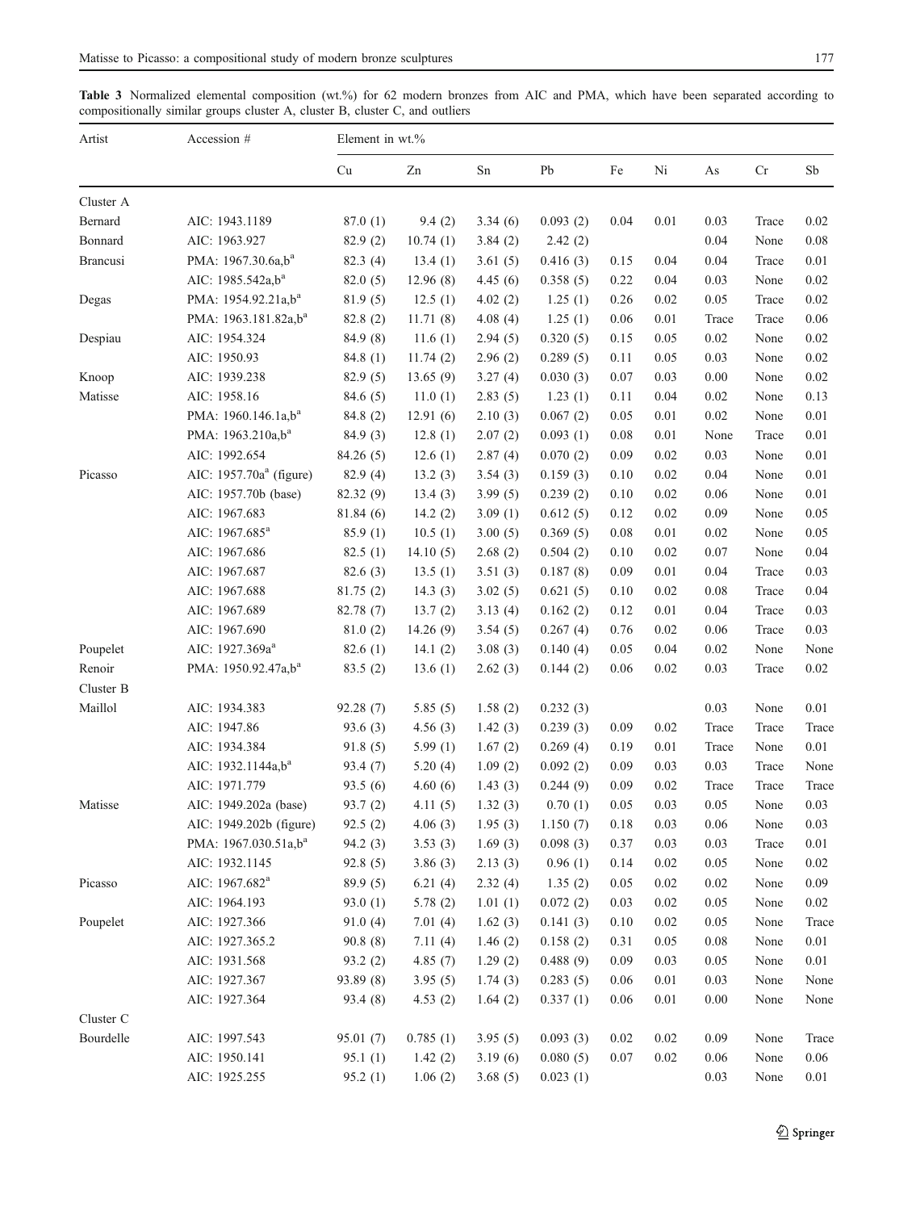**Table 3** Normalized elemental composition (wt.%) for 62 modern bronzes from AIC and PMA, which have been separated according to compositionally similar groups cluster A, cluster B, cluster C, and outliers

| Artist | Accession # | Element in wt.% | | | | | | | | |
|---|---|---|---|---|---|---|---|---|---|---|
| | | Cu | Zn | Sn | Pb | Fe | Ni | As | Cr | Sb |
| Cluster A | | | | | | | | | | |
| Bernard | AIC: 1943.1189 | 87.0 (1) | 9.4 (2) | 3.34 (6) | 0.093 (2) | 0.04 | 0.01 | 0.03 | Trace | 0.02 |
| Bonnard | AIC: 1963.927 | 82.9 (2) | 10.74 (1) | 3.84 (2) | 2.42 (2) | | | 0.04 | None | 0.08 |
| Brancusi | PMA: 1967.30.6a,b[a] | 82.3 (4) | 13.4 (1) | 3.61 (5) | 0.416 (3) | 0.15 | 0.04 | 0.04 | Trace | 0.01 |
| | AIC: 1985.542a,b[a] | 82.0 (5) | 12.96 (8) | 4.45 (6) | 0.358 (5) | 0.22 | 0.04 | 0.03 | None | 0.02 |
| Degas | PMA: 1954.92.21a,b[a] | 81.9 (5) | 12.5 (1) | 4.02 (2) | 1.25 (1) | 0.26 | 0.02 | 0.05 | Trace | 0.02 |
| | PMA: 1963.181.82a,b[a] | 82.8 (2) | 11.71 (8) | 4.08 (4) | 1.25 (1) | 0.06 | 0.01 | Trace | Trace | 0.06 |
| Despiau | AIC: 1954.324 | 84.9 (8) | 11.6 (1) | 2.94 (5) | 0.320 (5) | 0.15 | 0.05 | 0.02 | None | 0.02 |
| | AIC: 1950.93 | 84.8 (1) | 11.74 (2) | 2.96 (2) | 0.289 (5) | 0.11 | 0.05 | 0.03 | None | 0.02 |
| Knoop | AIC: 1939.238 | 82.9 (5) | 13.65 (9) | 3.27 (4) | 0.030 (3) | 0.07 | 0.03 | 0.00 | None | 0.02 |
| Matisse | AIC: 1958.16 | 84.6 (5) | 11.0 (1) | 2.83 (5) | 1.23 (1) | 0.11 | 0.04 | 0.02 | None | 0.13 |
| | PMA: 1960.146.1a,b[a] | 84.8 (2) | 12.91 (6) | 2.10 (3) | 0.067 (2) | 0.05 | 0.01 | 0.02 | None | 0.01 |
| | PMA: 1963.210a,b[a] | 84.9 (3) | 12.8 (1) | 2.07 (2) | 0.093 (1) | 0.08 | 0.01 | None | Trace | 0.01 |
| | AIC: 1992.654 | 84.26 (5) | 12.6 (1) | 2.87 (4) | 0.070 (2) | 0.09 | 0.02 | 0.03 | None | 0.01 |
| Picasso | AIC: 1957.70a[a] (figure) | 82.9 (4) | 13.2 (3) | 3.54 (3) | 0.159 (3) | 0.10 | 0.02 | 0.04 | None | 0.01 |
| | AIC: 1957.70b (base) | 82.32 (9) | 13.4 (3) | 3.99 (5) | 0.239 (2) | 0.10 | 0.02 | 0.06 | None | 0.01 |
| | AIC: 1967.683 | 81.84 (6) | 14.2 (2) | 3.09 (1) | 0.612 (5) | 0.12 | 0.02 | 0.09 | None | 0.05 |
| | AIC: 1967.685[a] | 85.9 (1) | 10.5 (1) | 3.00 (5) | 0.369 (5) | 0.08 | 0.01 | 0.02 | None | 0.05 |
| | AIC: 1967.686 | 82.5 (1) | 14.10 (5) | 2.68 (2) | 0.504 (2) | 0.10 | 0.02 | 0.07 | None | 0.04 |
| | AIC: 1967.687 | 82.6 (3) | 13.5 (1) | 3.51 (3) | 0.187 (8) | 0.09 | 0.01 | 0.04 | Trace | 0.03 |
| | AIC: 1967.688 | 81.75 (2) | 14.3 (3) | 3.02 (5) | 0.621 (5) | 0.10 | 0.02 | 0.08 | Trace | 0.04 |
| | AIC: 1967.689 | 82.78 (7) | 13.7 (2) | 3.13 (4) | 0.162 (2) | 0.12 | 0.01 | 0.04 | Trace | 0.03 |
| | AIC: 1967.690 | 81.0 (2) | 14.26 (9) | 3.54 (5) | 0.267 (4) | 0.76 | 0.02 | 0.06 | Trace | 0.03 |
| Poupelet | AIC: 1927.369a[a] | 82.6 (1) | 14.1 (2) | 3.08 (3) | 0.140 (4) | 0.05 | 0.04 | 0.02 | None | None |
| Renoir | PMA: 1950.92.47a,b[a] | 83.5 (2) | 13.6 (1) | 2.62 (3) | 0.144 (2) | 0.06 | 0.02 | 0.03 | Trace | 0.02 |
| Cluster B | | | | | | | | | | |
| Maillol | AIC: 1934.383 | 92.28 (7) | 5.85 (5) | 1.58 (2) | 0.232 (3) | | | 0.03 | None | 0.01 |
| | AIC: 1947.86 | 93.6 (3) | 4.56 (3) | 1.42 (3) | 0.239 (3) | 0.09 | 0.02 | Trace | Trace | Trace |
| | AIC: 1934.384 | 91.8 (5) | 5.99 (1) | 1.67 (2) | 0.269 (4) | 0.19 | 0.01 | Trace | None | 0.01 |
| | AIC: 1932.1144a,b[a] | 93.4 (7) | 5.20 (4) | 1.09 (2) | 0.092 (2) | 0.09 | 0.03 | 0.03 | Trace | None |
| | AIC: 1971.779 | 93.5 (6) | 4.60 (6) | 1.43 (3) | 0.244 (9) | 0.09 | 0.02 | Trace | Trace | Trace |
| Matisse | AIC: 1949.202a (base) | 93.7 (2) | 4.11 (5) | 1.32 (3) | 0.70 (1) | 0.05 | 0.03 | 0.05 | None | 0.03 |
| | AIC: 1949.202b (figure) | 92.5 (2) | 4.06 (3) | 1.95 (3) | 1.150 (7) | 0.18 | 0.03 | 0.06 | None | 0.03 |
| | PMA: 1967.030.51a,b[a] | 94.2 (3) | 3.53 (3) | 1.69 (3) | 0.098 (3) | 0.37 | 0.03 | 0.03 | Trace | 0.01 |
| | AIC: 1932.1145 | 92.8 (5) | 3.86 (3) | 2.13 (3) | 0.96 (1) | 0.14 | 0.02 | 0.05 | None | 0.02 |
| Picasso | AIC: 1967.682[a] | 89.9 (5) | 6.21 (4) | 2.32 (4) | 1.35 (2) | 0.05 | 0.02 | 0.02 | None | 0.09 |
| | AIC: 1964.193 | 93.0 (1) | 5.78 (2) | 1.01 (1) | 0.072 (2) | 0.03 | 0.02 | 0.05 | None | 0.02 |
| Poupelet | AIC: 1927.366 | 91.0 (4) | 7.01 (4) | 1.62 (3) | 0.141 (3) | 0.10 | 0.02 | 0.05 | None | Trace |
| | AIC: 1927.365.2 | 90.8 (8) | 7.11 (4) | 1.46 (2) | 0.158 (2) | 0.31 | 0.05 | 0.08 | None | 0.01 |
| | AIC: 1931.568 | 93.2 (2) | 4.85 (7) | 1.29 (2) | 0.488 (9) | 0.09 | 0.03 | 0.05 | None | 0.01 |
| | AIC: 1927.367 | 93.89 (8) | 3.95 (5) | 1.74 (3) | 0.283 (5) | 0.06 | 0.01 | 0.03 | None | None |
| | AIC: 1927.364 | 93.4 (8) | 4.53 (2) | 1.64 (2) | 0.337 (1) | 0.06 | 0.01 | 0.00 | None | None |
| Cluster C | | | | | | | | | | |
| Bourdelle | AIC: 1997.543 | 95.01 (7) | 0.785 (1) | 3.95 (5) | 0.093 (3) | 0.02 | 0.02 | 0.09 | None | Trace |
| | AIC: 1950.141 | 95.1 (1) | 1.42 (2) | 3.19 (6) | 0.080 (5) | 0.07 | 0.02 | 0.06 | None | 0.06 |
| | AIC: 1925.255 | 95.2 (1) | 1.06 (2) | 3.68 (5) | 0.023 (1) | | | 0.03 | None | 0.01 |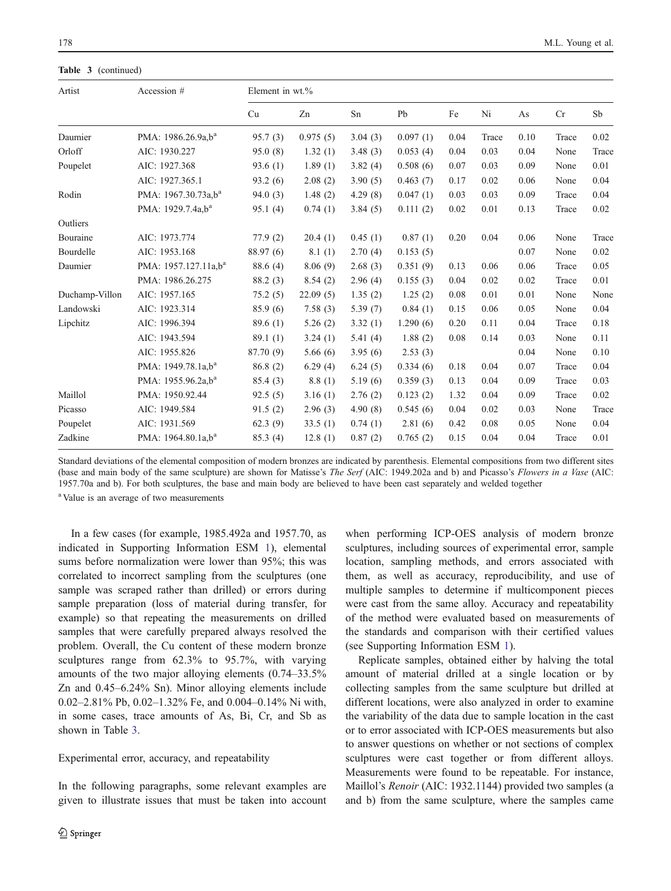**Table 3** (continued)

| Artist | Accession # | Element in wt.% | | | | | | | | |
|---|---|---|---|---|---|---|---|---|---|---|
| | | Cu | Zn | Sn | Pb | Fe | Ni | As | Cr | Sb |
| Daumier | PMA: 1986.26.9a,b[a] | 95.7 (3) | 0.975 (5) | 3.04 (3) | 0.097 (1) | 0.04 | Trace | 0.10 | Trace | 0.02 |
| Orloff | AIC: 1930.227 | 95.0 (8) | 1.32 (1) | 3.48 (3) | 0.053 (4) | 0.04 | 0.03 | 0.04 | None | Trace |
| Poupelet | AIC: 1927.368 | 93.6 (1) | 1.89 (1) | 3.82 (4) | 0.508 (6) | 0.07 | 0.03 | 0.09 | None | 0.01 |
| | AIC: 1927.365.1 | 93.2 (6) | 2.08 (2) | 3.90 (5) | 0.463 (7) | 0.17 | 0.02 | 0.06 | None | 0.04 |
| Rodin | PMA: 1967.30.73a,b[a] | 94.0 (3) | 1.48 (2) | 4.29 (8) | 0.047 (1) | 0.03 | 0.03 | 0.09 | Trace | 0.04 |
| | PMA: 1929.7.4a,b[a] | 95.1 (4) | 0.74 (1) | 3.84 (5) | 0.111 (2) | 0.02 | 0.01 | 0.13 | Trace | 0.02 |
| Outliers | | | | | | | | | | |
| Bouraine | AIC: 1973.774 | 77.9 (2) | 20.4 (1) | 0.45 (1) | 0.87 (1) | 0.20 | 0.04 | 0.06 | None | Trace |
| Bourdelle | AIC: 1953.168 | 88.97 (6) | 8.1 (1) | 2.70 (4) | 0.153 (5) | | | 0.07 | None | 0.02 |
| Daumier | PMA: 1957.127.11a,b[a] | 88.6 (4) | 8.06 (9) | 2.68 (3) | 0.351 (9) | 0.13 | 0.06 | 0.06 | Trace | 0.05 |
| | PMA: 1986.26.275 | 88.2 (3) | 8.54 (2) | 2.96 (4) | 0.155 (3) | 0.04 | 0.02 | 0.02 | Trace | 0.01 |
| Duchamp-Villon | AIC: 1957.165 | 75.2 (5) | 22.09 (5) | 1.35 (2) | 1.25 (2) | 0.08 | 0.01 | 0.01 | None | None |
| Landowski | AIC: 1923.314 | 85.9 (6) | 7.58 (3) | 5.39 (7) | 0.84 (1) | 0.15 | 0.06 | 0.05 | None | 0.04 |
| Lipchitz | AIC: 1996.394 | 89.6 (1) | 5.26 (2) | 3.32 (1) | 1.290 (6) | 0.20 | 0.11 | 0.04 | Trace | 0.18 |
| | AIC: 1943.594 | 89.1 (1) | 3.24 (1) | 5.41 (4) | 1.88 (2) | 0.08 | 0.14 | 0.03 | None | 0.11 |
| | AIC: 1955.826 | 87.70 (9) | 5.66 (6) | 3.95 (6) | 2.53 (3) | | | 0.04 | None | 0.10 |
| | PMA: 1949.78.1a,b[a] | 86.8 (2) | 6.29 (4) | 6.24 (5) | 0.334 (6) | 0.18 | 0.04 | 0.07 | Trace | 0.04 |
| | PMA: 1955.96.2a,b[a] | 85.4 (3) | 8.8 (1) | 5.19 (6) | 0.359 (3) | 0.13 | 0.04 | 0.09 | Trace | 0.03 |
| Maillol | PMA: 1950.92.44 | 92.5 (5) | 3.16 (1) | 2.76 (2) | 0.123 (2) | 1.32 | 0.04 | 0.09 | Trace | 0.02 |
| Picasso | AIC: 1949.584 | 91.5 (2) | 2.96 (3) | 4.90 (8) | 0.545 (6) | 0.04 | 0.02 | 0.03 | None | Trace |
| Poupelet | AIC: 1931.569 | 62.3 (9) | 33.5 (1) | 0.74 (1) | 2.81 (6) | 0.42 | 0.08 | 0.05 | None | 0.04 |
| Zadkine | PMA: 1964.80.1a,b[a] | 85.3 (4) | 12.8 (1) | 0.87 (2) | 0.765 (2) | 0.15 | 0.04 | 0.04 | Trace | 0.01 |

Standard deviations of the elemental composition of modern bronzes are indicated by parenthesis. Elemental compositions from two different sites (base and main body of the same sculpture) are shown for Matisse's *The Serf* (AIC: 1949.202a and b) and Picasso's *Flowers in a Vase* (AIC: 1957.70a and b). For both sculptures, the base and main body are believed to have been cast separately and welded together

[a] Value is an average of two measurements

In a few cases (for example, 1985.492a and 1957.70, as indicated in Supporting Information ESM 1), elemental sums before normalization were lower than 95%; this was correlated to incorrect sampling from the sculptures (one sample was scraped rather than drilled) or errors during sample preparation (loss of material during transfer, for example) so that repeating the measurements on drilled samples that were carefully prepared always resolved the problem. Overall, the Cu content of these modern bronze sculptures range from 62.3% to 95.7%, with varying amounts of the two major alloying elements (0.74–33.5% Zn and 0.45–6.24% Sn). Minor alloying elements include 0.02–2.81% Pb, 0.02–1.32% Fe, and 0.004–0.14% Ni with, in some cases, trace amounts of As, Bi, Cr, and Sb as shown in Table 3.

## Experimental error, accuracy, and repeatability

In the following paragraphs, some relevant examples are given to illustrate issues that must be taken into account when performing ICP-OES analysis of modern bronze sculptures, including sources of experimental error, sample location, sampling methods, and errors associated with them, as well as accuracy, reproducibility, and use of multiple samples to determine if multicomponent pieces were cast from the same alloy. Accuracy and repeatability of the method were evaluated based on measurements of the standards and comparison with their certified values (see Supporting Information ESM 1).

Replicate samples, obtained either by halving the total amount of material drilled at a single location or by collecting samples from the same sculpture but drilled at different locations, were also analyzed in order to examine the variability of the data due to sample location in the cast or to error associated with ICP-OES measurements but also to answer questions on whether or not sections of complex sculptures were cast together or from different alloys. Measurements were found to be repeatable. For instance, Maillol's *Renoir* (AIC: 1932.1144) provided two samples (a and b) from the same sculpture, where the samples came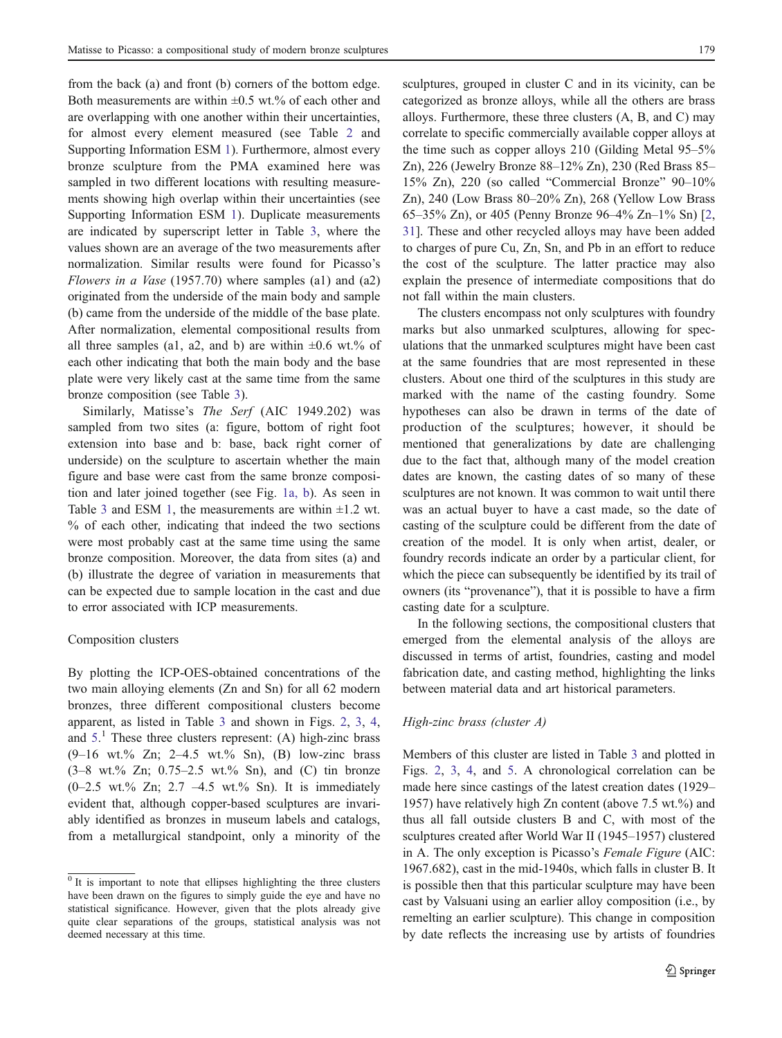from the back (a) and front (b) corners of the bottom edge. Both measurements are within ±0.5 wt.% of each other and are overlapping with one another within their uncertainties, for almost every element measured (see Table 2 and Supporting Information ESM 1). Furthermore, almost every bronze sculpture from the PMA examined here was sampled in two different locations with resulting measurements showing high overlap within their uncertainties (see Supporting Information ESM 1). Duplicate measurements are indicated by superscript letter in Table 3, where the values shown are an average of the two measurements after normalization. Similar results were found for Picasso's *Flowers in a Vase* (1957.70) where samples (a1) and (a2) originated from the underside of the main body and sample (b) came from the underside of the middle of the base plate. After normalization, elemental compositional results from all three samples (a1, a2, and b) are within ±0.6 wt.% of each other indicating that both the main body and the base plate were very likely cast at the same time from the same bronze composition (see Table 3).

Similarly, Matisse's *The Serf* (AIC 1949.202) was sampled from two sites (a: figure, bottom of right foot extension into base and b: base, back right corner of underside) on the sculpture to ascertain whether the main figure and base were cast from the same bronze composition and later joined together (see Fig. 1a, b). As seen in Table 3 and ESM 1, the measurements are within ±1.2 wt. % of each other, indicating that indeed the two sections were most probably cast at the same time using the same bronze composition. Moreover, the data from sites (a) and (b) illustrate the degree of variation in measurements that can be expected due to sample location in the cast and due to error associated with ICP measurements.

### Composition clusters

By plotting the ICP-OES-obtained concentrations of the two main alloying elements (Zn and Sn) for all 62 modern bronzes, three different compositional clusters become apparent, as listed in Table 3 and shown in Figs. 2, 3, 4, and 5.[1] These three clusters represent: (A) high-zinc brass (9–16 wt.% Zn; 2–4.5 wt.% Sn), (B) low-zinc brass (3–8 wt.% Zn; 0.75–2.5 wt.% Sn), and (C) tin bronze (0–2.5 wt.% Zn; 2.7 –4.5 wt.% Sn). It is immediately evident that, although copper-based sculptures are invariably identified as bronzes in museum labels and catalogs, from a metallurgical standpoint, only a minority of the sculptures, grouped in cluster C and in its vicinity, can be categorized as bronze alloys, while all the others are brass alloys. Furthermore, these three clusters (A, B, and C) may correlate to specific commercially available copper alloys at the time such as copper alloys 210 (Gilding Metal 95–5% Zn), 226 (Jewelry Bronze 88–12% Zn), 230 (Red Brass 85–15% Zn), 220 (so called "Commercial Bronze" 90–10% Zn), 240 (Low Brass 80–20% Zn), 268 (Yellow Low Brass 65–35% Zn), or 405 (Penny Bronze 96–4% Zn–1% Sn) [2, 31]. These and other recycled alloys may have been added to charges of pure Cu, Zn, Sn, and Pb in an effort to reduce the cost of the sculpture. The latter practice may also explain the presence of intermediate compositions that do not fall within the main clusters.

The clusters encompass not only sculptures with foundry marks but also unmarked sculptures, allowing for speculations that the unmarked sculptures might have been cast at the same foundries that are most represented in these clusters. About one third of the sculptures in this study are marked with the name of the casting foundry. Some hypotheses can also be drawn in terms of the date of production of the sculptures; however, it should be mentioned that generalizations by date are challenging due to the fact that, although many of the model creation dates are known, the casting dates of so many of these sculptures are not known. It was common to wait until there was an actual buyer to have a cast made, so the date of casting of the sculpture could be different from the date of creation of the model. It is only when artist, dealer, or foundry records indicate an order by a particular client, for which the piece can subsequently be identified by its trail of owners (its "provenance"), that it is possible to have a firm casting date for a sculpture.

In the following sections, the compositional clusters that emerged from the elemental analysis of the alloys are discussed in terms of artist, foundries, casting and model fabrication date, and casting method, highlighting the links between material data and art historical parameters.

### High-zinc brass (cluster A)

Members of this cluster are listed in Table 3 and plotted in Figs. 2, 3, 4, and 5. A chronological correlation can be made here since castings of the latest creation dates (1929–1957) have relatively high Zn content (above 7.5 wt.%) and thus all fall outside clusters B and C, with most of the sculptures created after World War II (1945–1957) clustered in A. The only exception is Picasso's *Female Figure* (AIC: 1967.682), cast in the mid-1940s, which falls in cluster B. It is possible then that this particular sculpture may have been cast by Valsuani using an earlier alloy composition (i.e., by remelting an earlier sculpture). This change in composition by date reflects the increasing use by artists of foundries

[1] It is important to note that ellipses highlighting the three clusters have been drawn on the figures to simply guide the eye and have no statistical significance. However, given that the plots already give quite clear separations of the groups, statistical analysis was not deemed necessary at this time.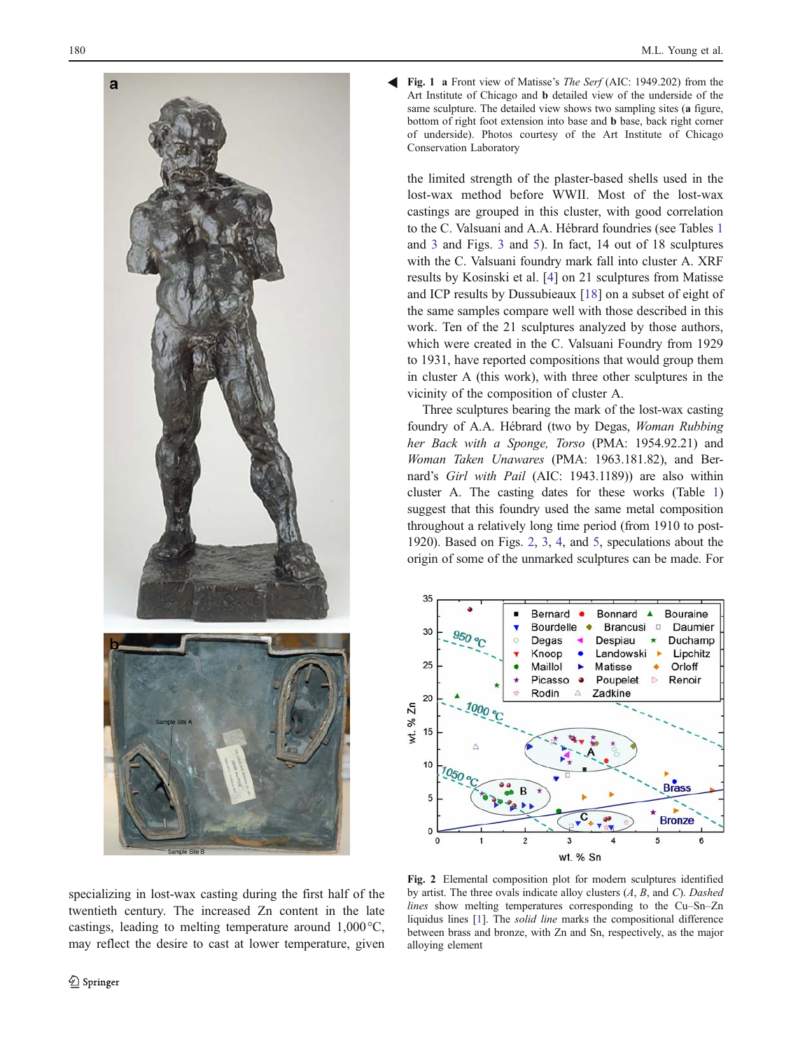**Fig. 1** **a** Front view of Matisse's *The Serf* (AIC: 1949.202) from the Art Institute of Chicago and **b** detailed view of the underside of the same sculpture. The detailed view shows two sampling sites (**a** figure, bottom of right foot extension into base and **b** base, back right corner of underside). Photos courtesy of the Art Institute of Chicago Conservation Laboratory

specializing in lost-wax casting during the first half of the twentieth century. The increased Zn content in the late castings, leading to melting temperature around 1,000 °C, may reflect the desire to cast at lower temperature, given the limited strength of the plaster-based shells used in the lost-wax method before WWII. Most of the lost-wax castings are grouped in this cluster, with good correlation to the C. Valsuani and A.A. Hébrard foundries (see Tables 1 and 3 and Figs. 3 and 5). In fact, 14 out of 18 sculptures with the C. Valsuani foundry mark fall into cluster A. XRF results by Kosinski et al. [4] on 21 sculptures from Matisse and ICP results by Dussubieaux [18] on a subset of eight of the same samples compare well with those described in this work. Ten of the 21 sculptures analyzed by those authors, which were created in the C. Valsuani Foundry from 1929 to 1931, have reported compositions that would group them in cluster A (this work), with three other sculptures in the vicinity of the composition of cluster A.

Three sculptures bearing the mark of the lost-wax casting foundry of A.A. Hébrard (two by Degas, *Woman Rubbing her Back with a Sponge, Torso* (PMA: 1954.92.21) and *Woman Taken Unawares* (PMA: 1963.181.82), and Bernard's *Girl with Pail* (AIC: 1943.1189)) are also within cluster A. The casting dates for these works (Table 1) suggest that this foundry used the same metal composition throughout a relatively long time period (from 1910 to post-1920). Based on Figs. 2, 3, 4, and 5, speculations about the origin of some of the unmarked sculptures can be made. For

**Fig. 2** Elemental composition plot for modern sculptures identified by artist. The three ovals indicate alloy clusters (*A*, *B*, and *C*). *Dashed lines* show melting temperatures corresponding to the Cu–Sn–Zn liquidus lines [1]. The *solid line* marks the compositional difference between brass and bronze, with Zn and Sn, respectively, as the major alloying element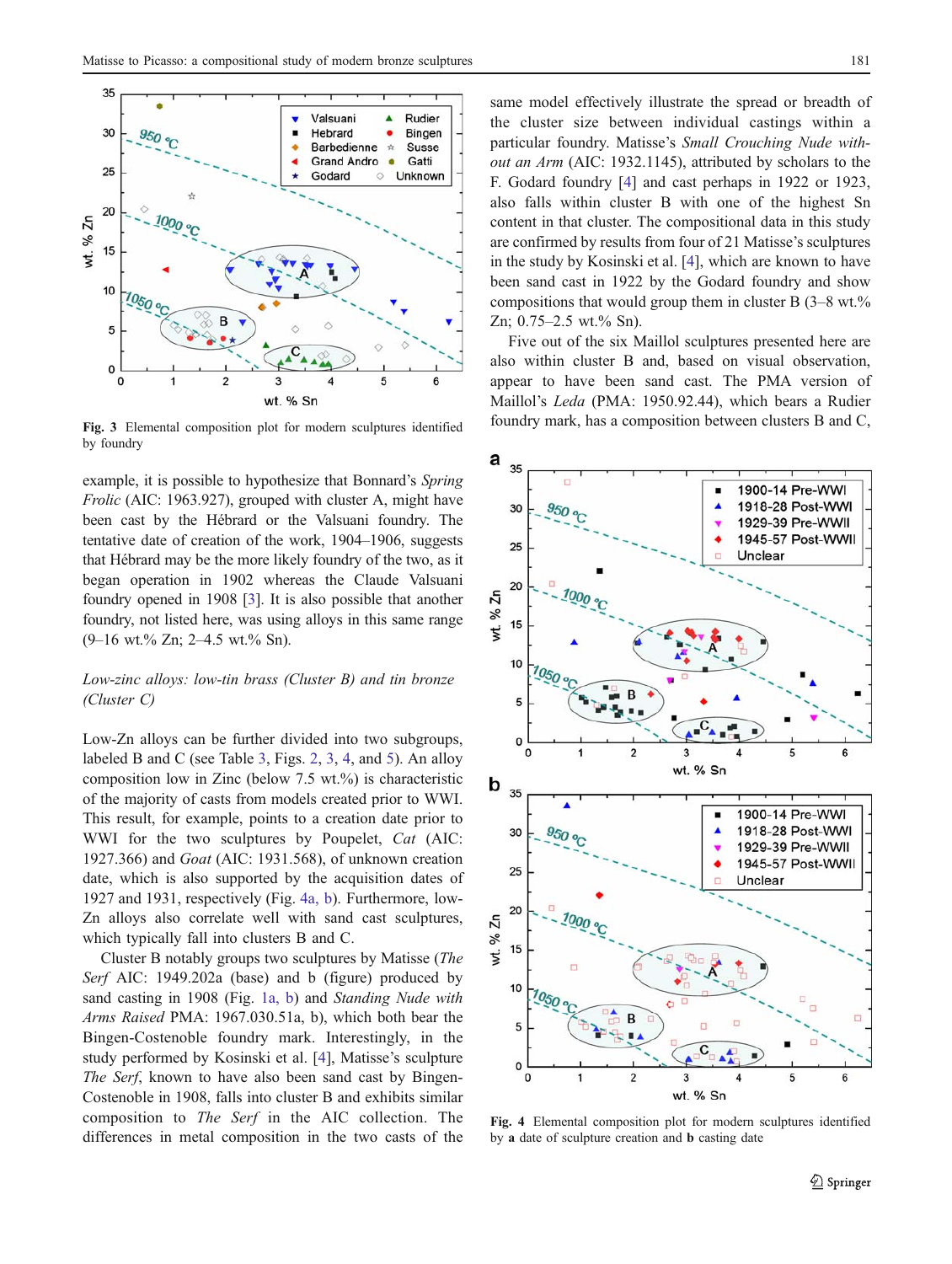Fig. 3 Elemental composition plot for modern sculptures identified by foundry

example, it is possible to hypothesize that Bonnard's *Spring Frolic* (AIC: 1963.927), grouped with cluster A, might have been cast by the Hébrard or the Valsuani foundry. The tentative date of creation of the work, 1904–1906, suggests that Hébrard may be the more likely foundry of the two, as it began operation in 1902 whereas the Claude Valsuani foundry opened in 1908 [3]. It is also possible that another foundry, not listed here, was using alloys in this same range (9–16 wt.% Zn; 2–4.5 wt.% Sn).

*Low-zinc alloys: low-tin brass (Cluster B) and tin bronze (Cluster C)*

Low-Zn alloys can be further divided into two subgroups, labeled B and C (see Table 3, Figs. 2, 3, 4, and 5). An alloy composition low in Zinc (below 7.5 wt.%) is characteristic of the majority of casts from models created prior to WWI. This result, for example, points to a creation date prior to WWI for the two sculptures by Poupelet, *Cat* (AIC: 1927.366) and *Goat* (AIC: 1931.568), of unknown creation date, which is also supported by the acquisition dates of 1927 and 1931, respectively (Fig. 4a, b). Furthermore, low-Zn alloys also correlate well with sand cast sculptures, which typically fall into clusters B and C.

Cluster B notably groups two sculptures by Matisse (*The Serf* AIC: 1949.202a (base) and b (figure) produced by sand casting in 1908 (Fig. 1a, b) and *Standing Nude with Arms Raised* PMA: 1967.030.51a, b), which both bear the Bingen-Costenoble foundry mark. Interestingly, in the study performed by Kosinski et al. [4], Matisse's sculpture *The Serf*, known to have also been sand cast by Bingen-Costenoble in 1908, falls into cluster B and exhibits similar composition to *The Serf* in the AIC collection. The differences in metal composition in the two casts of the same model effectively illustrate the spread or breadth of the cluster size between individual castings within a particular foundry. Matisse's *Small Crouching Nude without an Arm* (AIC: 1932.1145), attributed by scholars to the F. Godard foundry [4] and cast perhaps in 1922 or 1923, also falls within cluster B with one of the highest Sn content in that cluster. The compositional data in this study are confirmed by results from four of 21 Matisse's sculptures in the study by Kosinski et al. [4], which are known to have been sand cast in 1922 by the Godard foundry and show compositions that would group them in cluster B (3–8 wt.% Zn; 0.75–2.5 wt.% Sn).

Five out of the six Maillol sculptures presented here are also within cluster B and, based on visual observation, appear to have been sand cast. The PMA version of Maillol's *Leda* (PMA: 1950.92.44), which bears a Rudier foundry mark, has a composition between clusters B and C,

Fig. 4 Elemental composition plot for modern sculptures identified by **a** date of sculpture creation and **b** casting date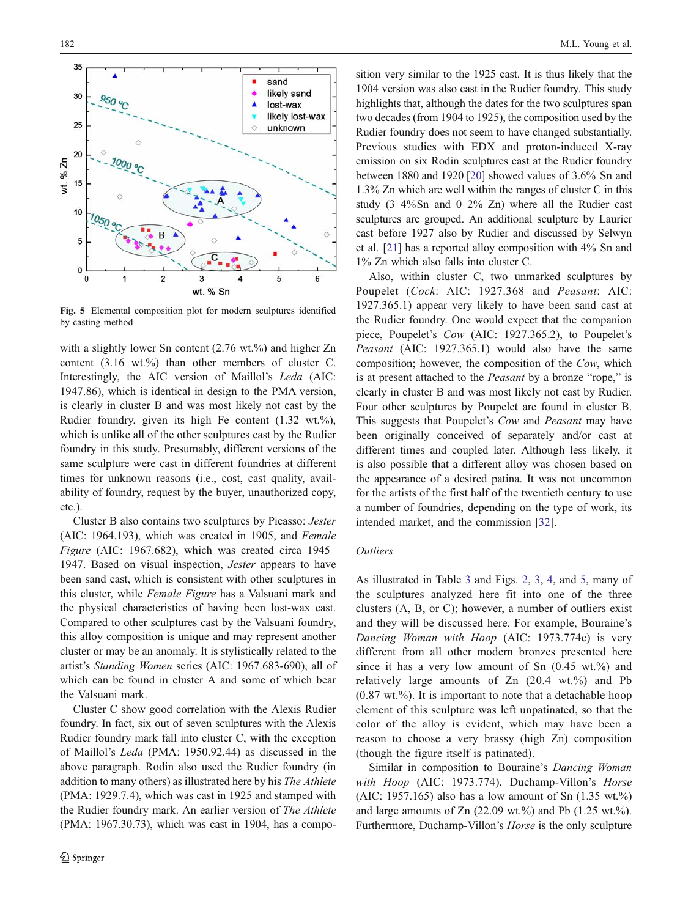Fig. 5 Elemental composition plot for modern sculptures identified by casting method

with a slightly lower Sn content (2.76 wt.%) and higher Zn content (3.16 wt.%) than other members of cluster C. Interestingly, the AIC version of Maillol's *Leda* (AIC: 1947.86), which is identical in design to the PMA version, is clearly in cluster B and was most likely not cast by the Rudier foundry, given its high Fe content (1.32 wt.%), which is unlike all of the other sculptures cast by the Rudier foundry in this study. Presumably, different versions of the same sculpture were cast in different foundries at different times for unknown reasons (i.e., cost, cast quality, availability of foundry, request by the buyer, unauthorized copy, etc.).

Cluster B also contains two sculptures by Picasso: *Jester* (AIC: 1964.193), which was created in 1905, and *Female Figure* (AIC: 1967.682), which was created circa 1945–1947. Based on visual inspection, *Jester* appears to have been sand cast, which is consistent with other sculptures in this cluster, while *Female Figure* has a Valsuani mark and the physical characteristics of having been lost-wax cast. Compared to other sculptures cast by the Valsuani foundry, this alloy composition is unique and may represent another cluster or may be an anomaly. It is stylistically related to the artist's *Standing Women* series (AIC: 1967.683-690), all of which can be found in cluster A and some of which bear the Valsuani mark.

Cluster C show good correlation with the Alexis Rudier foundry. In fact, six out of seven sculptures with the Alexis Rudier foundry mark fall into cluster C, with the exception of Maillol's *Leda* (PMA: 1950.92.44) as discussed in the above paragraph. Rodin also used the Rudier foundry (in addition to many others) as illustrated here by his *The Athlete* (PMA: 1929.7.4), which was cast in 1925 and stamped with the Rudier foundry mark. An earlier version of *The Athlete* (PMA: 1967.30.73), which was cast in 1904, has a composition very similar to the 1925 cast. It is thus likely that the 1904 version was also cast in the Rudier foundry. This study highlights that, although the dates for the two sculptures span two decades (from 1904 to 1925), the composition used by the Rudier foundry does not seem to have changed substantially. Previous studies with EDX and proton-induced X-ray emission on six Rodin sculptures cast at the Rudier foundry between 1880 and 1920 [20] showed values of 3.6% Sn and 1.3% Zn which are well within the ranges of cluster C in this study (3–4%Sn and 0–2% Zn) where all the Rudier cast sculptures are grouped. An additional sculpture by Laurier cast before 1927 also by Rudier and discussed by Selwyn et al. [21] has a reported alloy composition with 4% Sn and 1% Zn which also falls into cluster C.

Also, within cluster C, two unmarked sculptures by Poupelet (*Cock*: AIC: 1927.368 and *Peasant*: AIC: 1927.365.1) appear very likely to have been sand cast at the Rudier foundry. One would expect that the companion piece, Poupelet's *Cow* (AIC: 1927.365.2), to Poupelet's *Peasant* (AIC: 1927.365.1) would also have the same composition; however, the composition of the *Cow*, which is at present attached to the *Peasant* by a bronze "rope," is clearly in cluster B and was most likely not cast by Rudier. Four other sculptures by Poupelet are found in cluster B. This suggests that Poupelet's *Cow* and *Peasant* may have been originally conceived of separately and/or cast at different times and coupled later. Although less likely, it is also possible that a different alloy was chosen based on the appearance of a desired patina. It was not uncommon for the artists of the first half of the twentieth century to use a number of foundries, depending on the type of work, its intended market, and the commission [32].

### Outliers

As illustrated in Table 3 and Figs. 2, 3, 4, and 5, many of the sculptures analyzed here fit into one of the three clusters (A, B, or C); however, a number of outliers exist and they will be discussed here. For example, Bouraine's *Dancing Woman with Hoop* (AIC: 1973.774c) is very different from all other modern bronzes presented here since it has a very low amount of Sn (0.45 wt.%) and relatively large amounts of Zn (20.4 wt.%) and Pb (0.87 wt.%). It is important to note that a detachable hoop element of this sculpture was left unpatinated, so that the color of the alloy is evident, which may have been a reason to choose a very brassy (high Zn) composition (though the figure itself is patinated).

Similar in composition to Bouraine's *Dancing Woman with Hoop* (AIC: 1973.774), Duchamp-Villon's *Horse* (AIC: 1957.165) also has a low amount of Sn (1.35 wt.%) and large amounts of Zn (22.09 wt.%) and Pb (1.25 wt.%). Furthermore, Duchamp-Villon's *Horse* is the only sculpture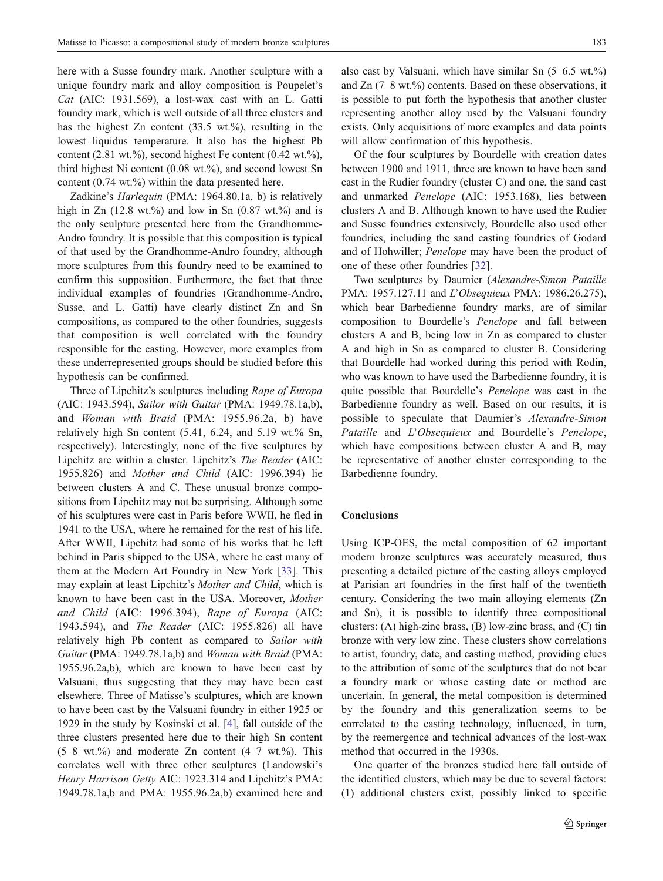here with a Susse foundry mark. Another sculpture with a unique foundry mark and alloy composition is Poupelet's *Cat* (AIC: 1931.569), a lost-wax cast with an L. Gatti foundry mark, which is well outside of all three clusters and has the highest Zn content (33.5 wt.%), resulting in the lowest liquidus temperature. It also has the highest Pb content (2.81 wt.%), second highest Fe content (0.42 wt.%), third highest Ni content (0.08 wt.%), and second lowest Sn content (0.74 wt.%) within the data presented here.

Zadkine's *Harlequin* (PMA: 1964.80.1a, b) is relatively high in Zn (12.8 wt.%) and low in Sn (0.87 wt.%) and is the only sculpture presented here from the Grandhomme-Andro foundry. It is possible that this composition is typical of that used by the Grandhomme-Andro foundry, although more sculptures from this foundry need to be examined to confirm this supposition. Furthermore, the fact that three individual examples of foundries (Grandhomme-Andro, Susse, and L. Gatti) have clearly distinct Zn and Sn compositions, as compared to the other foundries, suggests that composition is well correlated with the foundry responsible for the casting. However, more examples from these underrepresented groups should be studied before this hypothesis can be confirmed.

Three of Lipchitz's sculptures including *Rape of Europa* (AIC: 1943.594), *Sailor with Guitar* (PMA: 1949.78.1a,b), and *Woman with Braid* (PMA: 1955.96.2a, b) have relatively high Sn content (5.41, 6.24, and 5.19 wt.% Sn, respectively). Interestingly, none of the five sculptures by Lipchitz are within a cluster. Lipchitz's *The Reader* (AIC: 1955.826) and *Mother and Child* (AIC: 1996.394) lie between clusters A and C. These unusual bronze compositions from Lipchitz may not be surprising. Although some of his sculptures were cast in Paris before WWII, he fled in 1941 to the USA, where he remained for the rest of his life. After WWII, Lipchitz had some of his works that he left behind in Paris shipped to the USA, where he cast many of them at the Modern Art Foundry in New York [33]. This may explain at least Lipchitz's *Mother and Child*, which is known to have been cast in the USA. Moreover, *Mother and Child* (AIC: 1996.394), *Rape of Europa* (AIC: 1943.594), and *The Reader* (AIC: 1955.826) all have relatively high Pb content as compared to *Sailor with Guitar* (PMA: 1949.78.1a,b) and *Woman with Braid* (PMA: 1955.96.2a,b), which are known to have been cast by Valsuani, thus suggesting that they may have been cast elsewhere. Three of Matisse's sculptures, which are known to have been cast by the Valsuani foundry in either 1925 or 1929 in the study by Kosinski et al. [4], fall outside of the three clusters presented here due to their high Sn content (5–8 wt.%) and moderate Zn content (4–7 wt.%). This correlates well with three other sculptures (Landowski's *Henry Harrison Getty* AIC: 1923.314 and Lipchitz's PMA: 1949.78.1a,b and PMA: 1955.96.2a,b) examined here and also cast by Valsuani, which have similar Sn (5–6.5 wt.%) and Zn (7–8 wt.%) contents. Based on these observations, it is possible to put forth the hypothesis that another cluster representing another alloy used by the Valsuani foundry exists. Only acquisitions of more examples and data points will allow confirmation of this hypothesis.

Of the four sculptures by Bourdelle with creation dates between 1900 and 1911, three are known to have been sand cast in the Rudier foundry (cluster C) and one, the sand cast and unmarked *Penelope* (AIC: 1953.168), lies between clusters A and B. Although known to have used the Rudier and Susse foundries extensively, Bourdelle also used other foundries, including the sand casting foundries of Godard and of Hohwiller; *Penelope* may have been the product of one of these other foundries [32].

Two sculptures by Daumier (*Alexandre-Simon Pataille* PMA: 1957.127.11 and *L'Obsequieux* PMA: 1986.26.275), which bear Barbedienne foundry marks, are of similar composition to Bourdelle's *Penelope* and fall between clusters A and B, being low in Zn as compared to cluster A and high in Sn as compared to cluster B. Considering that Bourdelle had worked during this period with Rodin, who was known to have used the Barbedienne foundry, it is quite possible that Bourdelle's *Penelope* was cast in the Barbedienne foundry as well. Based on our results, it is possible to speculate that Daumier's *Alexandre-Simon Pataille* and *L'Obsequieux* and Bourdelle's *Penelope*, which have compositions between cluster A and B, may be representative of another cluster corresponding to the Barbedienne foundry.

## Conclusions

Using ICP-OES, the metal composition of 62 important modern bronze sculptures was accurately measured, thus presenting a detailed picture of the casting alloys employed at Parisian art foundries in the first half of the twentieth century. Considering the two main alloying elements (Zn and Sn), it is possible to identify three compositional clusters: (A) high-zinc brass, (B) low-zinc brass, and (C) tin bronze with very low zinc. These clusters show correlations to artist, foundry, date, and casting method, providing clues to the attribution of some of the sculptures that do not bear a foundry mark or whose casting date or method are uncertain. In general, the metal composition is determined by the foundry and this generalization seems to be correlated to the casting technology, influenced, in turn, by the reemergence and technical advances of the lost-wax method that occurred in the 1930s.

One quarter of the bronzes studied here fall outside of the identified clusters, which may be due to several factors: (1) additional clusters exist, possibly linked to specific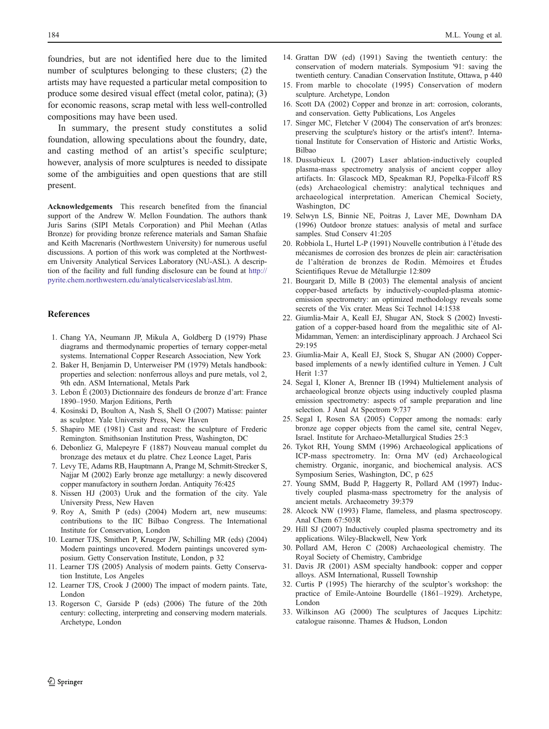foundries, but are not identified here due to the limited number of sculptures belonging to these clusters; (2) the artists may have requested a particular metal composition to produce some desired visual effect (metal color, patina); (3) for economic reasons, scrap metal with less well-controlled compositions may have been used.

In summary, the present study constitutes a solid foundation, allowing speculations about the foundry, date, and casting method of an artist's specific sculpture; however, analysis of more sculptures is needed to dissipate some of the ambiguities and open questions that are still present.

**Acknowledgements** This research benefited from the financial support of the Andrew W. Mellon Foundation. The authors thank Juris Sarins (SIPI Metals Corporation) and Phil Meehan (Atlas Bronze) for providing bronze reference materials and Saman Shafaie and Keith Macrenaris (Northwestern University) for numerous useful discussions. A portion of this work was completed at the Northwestern University Analytical Services Laboratory (NU-ASL). A description of the facility and full funding disclosure can be found at http://pyrite.chem.northwestern.edu/analyticalserviceslab/asl.htm.

## References

1. Chang YA, Neumann JP, Mikula A, Goldberg D (1979) Phase diagrams and thermodynamic properties of ternary copper-metal systems. International Copper Research Association, New York
2. Baker H, Benjamin D, Unterweiser PM (1979) Metals handbook: properties and selection: nonferrous alloys and pure metals, vol 2, 9th edn. ASM International, Metals Park
3. Lebon É (2003) Dictionnaire des fondeurs de bronze d'art: France 1890–1950. Marjon Editions, Perth
4. Kosinski D, Boulton A, Nash S, Shell O (2007) Matisse: painter as sculptor. Yale University Press, New Haven
5. Shapiro ME (1981) Cast and recast: the sculpture of Frederic Remington. Smithsonian Institution Press, Washington, DC
6. Debonliez G, Malepeyre F (1887) Nouveau manual complet du bronzage des metaux et du platre. Chez Leonce Laget, Paris
7. Levy TE, Adams RB, Hauptmann A, Prange M, Schmitt-Strecker S, Najjar M (2002) Early bronze age metallurgy: a newly discovered copper manufactory in southern Jordan. Antiquity 76:425
8. Nissen HJ (2003) Uruk and the formation of the city. Yale University Press, New Haven
9. Roy A, Smith P (eds) (2004) Modern art, new museums: contributions to the IIC Bilbao Congress. The International Institute for Conservation, London
10. Learner TJS, Smithen P, Krueger JW, Schilling MR (eds) (2004) Modern paintings uncovered. Modern paintings uncovered symposium. Getty Conservation Institute, London, p 32
11. Learner TJS (2005) Analysis of modern paints. Getty Conservation Institute, Los Angeles
12. Learner TJS, Crook J (2000) The impact of modern paints. Tate, London
13. Rogerson C, Garside P (eds) (2006) The future of the 20th century: collecting, interpreting and conserving modern materials. Archetype, London
14. Grattan DW (ed) (1991) Saving the twentieth century: the conservation of modern materials. Symposium '91: saving the twentieth century. Canadian Conservation Institute, Ottawa, p 440
15. From marble to chocolate (1995) Conservation of modern sculpture. Archetype, London
16. Scott DA (2002) Copper and bronze in art: corrosion, colorants, and conservation. Getty Publications, Los Angeles
17. Singer MC, Fletcher V (2004) The conservation of art's bronzes: preserving the sculpture's history or the artist's intent?. International Institute for Conservation of Historic and Artistic Works, Bilbao
18. Dussubieux L (2007) Laser ablation-inductively coupled plasma-mass spectrometry analysis of ancient copper alloy artifacts. In: Glascock MD, Speakman RJ, Popelka-Filcoff RS (eds) Archaeological chemistry: analytical techniques and archaeological interpretation. American Chemical Society, Washington, DC
19. Selwyn LS, Binnie NE, Poitras J, Laver ME, Downham DA (1996) Outdoor bronze statues: analysis of metal and surface samples. Stud Conserv 41:205
20. Robbiola L, Hurtel L-P (1991) Nouvelle contribution à l'étude des mécanismes de corrosion des bronzes de plein air: caractérisation de l'altération de bronzes de Rodin. Mémoires et Études Scientifiques Revue de Métallurgie 12:809
21. Bourgarit D, Mille B (2003) The elemental analysis of ancient copper-based artefacts by inductively-coupled-plasma atomic-emission spectrometry: an optimized methodology reveals some secrets of the Vix crater. Meas Sci Technol 14:1538
22. Giumlia-Mair A, Keall EJ, Shugar AN, Stock S (2002) Investigation of a copper-based hoard from the megalithic site of Al-Midamman, Yemen: an interdisciplinary approach. J Archaeol Sci 29:195
23. Giumlia-Mair A, Keall EJ, Stock S, Shugar AN (2000) Copper-based implements of a newly identified culture in Yemen. J Cult Herit 1:37
24. Segal I, Kloner A, Brenner IB (1994) Multielement analysis of archaeological bronze objects using inductively coupled plasma emission spectrometry: aspects of sample preparation and line selection. J Anal At Spectrom 9:737
25. Segal I, Rosen SA (2005) Copper among the nomads: early bronze age copper objects from the camel site, central Negev, Israel. Institute for Archaeo-Metallurgical Studies 25:3
26. Tykot RH, Young SMM (1996) Archaeological applications of ICP-mass spectrometry. In: Orna MV (ed) Archaeological chemistry. Organic, inorganic, and biochemical analysis. ACS Symposium Series, Washington, DC, p 625
27. Young SMM, Budd P, Haggerty R, Pollard AM (1997) Inductively coupled plasma-mass spectrometry for the analysis of ancient metals. Archaeometry 39:379
28. Alcock NW (1993) Flame, flameless, and plasma spectroscopy. Anal Chem 67:503R
29. Hill SJ (2007) Inductively coupled plasma spectrometry and its applications. Wiley-Blackwell, New York
30. Pollard AM, Heron C (2008) Archaeological chemistry. The Royal Society of Chemistry, Cambridge
31. Davis JR (2001) ASM specialty handbook: copper and copper alloys. ASM International, Russell Township
32. Curtis P (1995) The hierarchy of the sculptor's workshop: the practice of Emile-Antoine Bourdelle (1861–1929). Archetype, London
33. Wilkinson AG (2000) The sculptures of Jacques Lipchitz: catalogue raisonne. Thames & Hudson, London